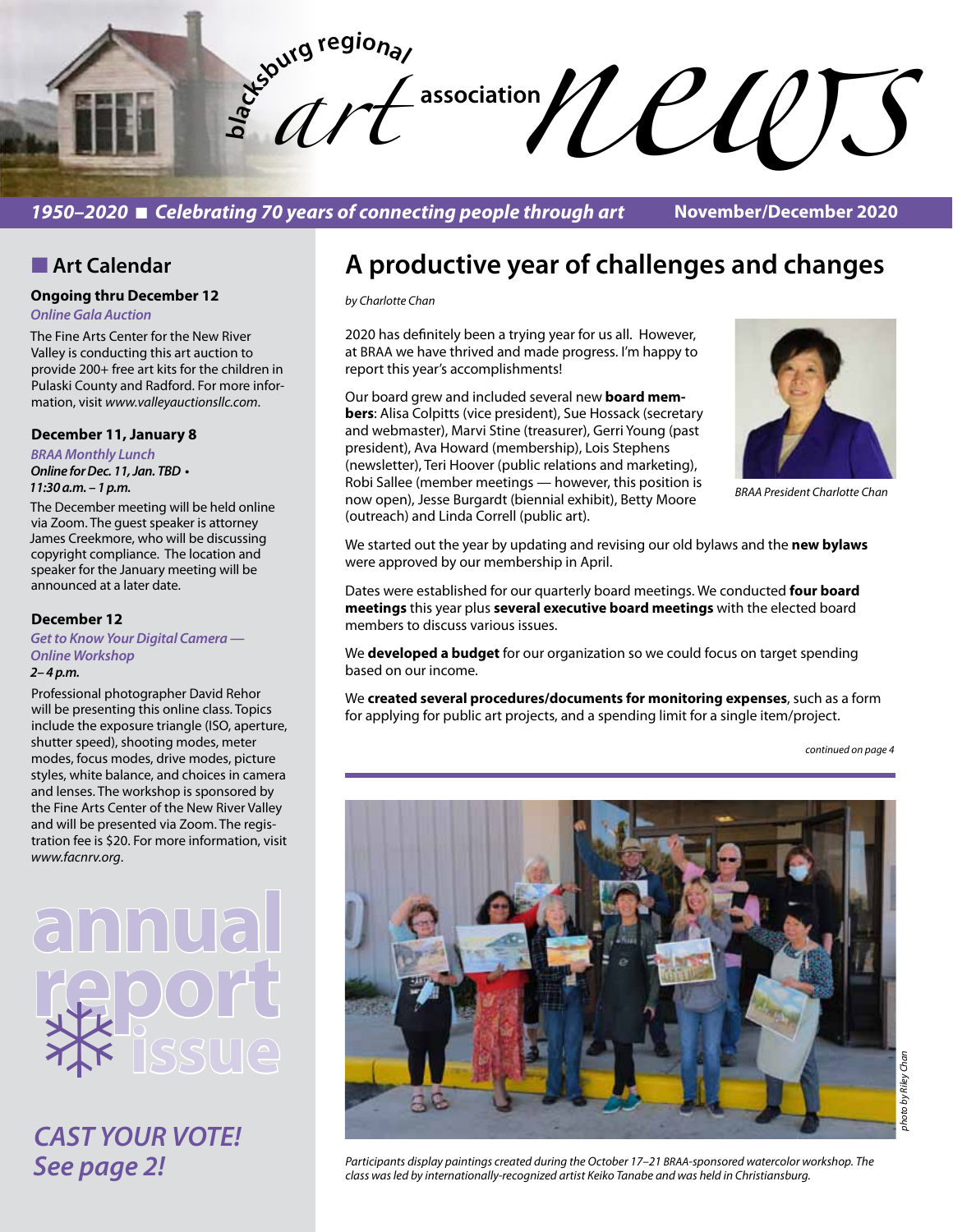# blacksburg regional art association news

***1950–2020 ■ Celebrating 70 years of connecting people through art*** **November/December 2020**

## ■ Art Calendar

### Ongoing thru December 12

*Online Gala Auction*

The Fine Arts Center for the New River Valley is conducting this art auction to provide 200+ free art kits for the children in Pulaski County and Radford. For more information, visit *www.valleyauctionsllc.com*.

### December 11, January 8

*BRAA Monthly Lunch*

***Online for Dec. 11, Jan. TBD • 11:30 a.m. – 1 p.m.***

The December meeting will be held online via Zoom. The guest speaker is attorney James Creekmore, who will be discussing copyright compliance. The location and speaker for the January meeting will be announced at a later date.

### December 12

*Get to Know Your Digital Camera — Online Workshop*

***2– 4 p.m.***

Professional photographer David Rehor will be presenting this online class. Topics include the exposure triangle (ISO, aperture, shutter speed), shooting modes, meter modes, focus modes, drive modes, picture styles, white balance, and choices in camera and lenses. The workshop is sponsored by the Fine Arts Center of the New River Valley and will be presented via Zoom. The registration fee is $20. For more information, visit *www.facnrv.org*.

**annual report issue**

***CAST YOUR VOTE! See page 2!***

## A productive year of challenges and changes

*by Charlotte Chan*

2020 has definitely been a trying year for us all. However, at BRAA we have thrived and made progress. I'm happy to report this year's accomplishments!

*BRAA President Charlotte Chan*

Our board grew and included several new **board members**: Alisa Colpitts (vice president), Sue Hossack (secretary and webmaster), Marvi Stine (treasurer), Gerri Young (past president), Ava Howard (membership), Lois Stephens (newsletter), Teri Hoover (public relations and marketing), Robi Sallee (member meetings — however, this position is now open), Jesse Burgardt (biennial exhibit), Betty Moore (outreach) and Linda Correll (public art).

We started out the year by updating and revising our old bylaws and the **new bylaws** were approved by our membership in April.

Dates were established for our quarterly board meetings. We conducted **four board meetings** this year plus **several executive board meetings** with the elected board members to discuss various issues.

We **developed a budget** for our organization so we could focus on target spending based on our income.

We **created several procedures/documents for monitoring expenses**, such as a form for applying for public art projects, and a spending limit for a single item/project.

*continued on page 4*

*photo by Riley Chan*

*Participants display paintings created during the October 17–21 BRAA-sponsored watercolor workshop. The class was led by internationally-recognized artist Keiko Tanabe and was held in Christiansburg.*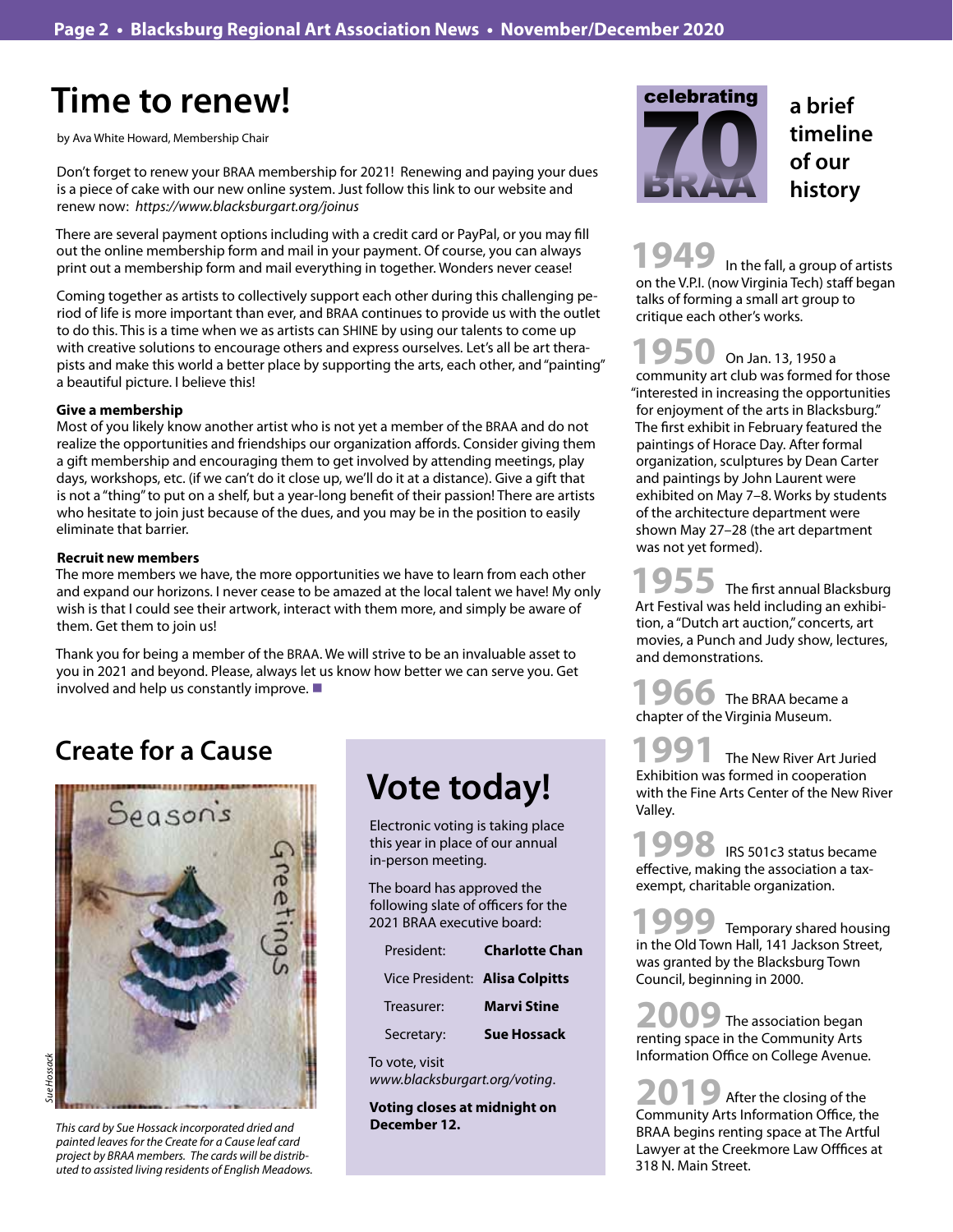# Time to renew!

by Ava White Howard, Membership Chair

Don't forget to renew your BRAA membership for 2021! Renewing and paying your dues is a piece of cake with our new online system. Just follow this link to our website and renew now: *https://www.blacksburgart.org/joinus*

There are several payment options including with a credit card or PayPal, or you may fill out the online membership form and mail in your payment. Of course, you can always print out a membership form and mail everything in together. Wonders never cease!

Coming together as artists to collectively support each other during this challenging period of life is more important than ever, and BRAA continues to provide us with the outlet to do this. This is a time when we as artists can SHINE by using our talents to come up with creative solutions to encourage others and express ourselves. Let's all be art therapists and make this world a better place by supporting the arts, each other, and "painting" a beautiful picture. I believe this!

**Give a membership**
Most of you likely know another artist who is not yet a member of the BRAA and do not realize the opportunities and friendships our organization affords. Consider giving them a gift membership and encouraging them to get involved by attending meetings, play days, workshops, etc. (if we can't do it close up, we'll do it at a distance). Give a gift that is not a "thing" to put on a shelf, but a year-long benefit of their passion! There are artists who hesitate to join just because of the dues, and you may be in the position to easily eliminate that barrier.

**Recruit new members**
The more members we have, the more opportunities we have to learn from each other and expand our horizons. I never cease to be amazed at the local talent we have! My only wish is that I could see their artwork, interact with them more, and simply be aware of them. Get them to join us!

Thank you for being a member of the BRAA. We will strive to be an invaluable asset to you in 2021 and beyond. Please, always let us know how better we can serve you. Get involved and help us constantly improve. ■

## Create for a Cause

Sue Hossack

*This card by Sue Hossack incorporated dried and painted leaves for the Create for a Cause leaf card project by BRAA members. The cards will be distributed to assisted living residents of English Meadows.*

## Vote today!

Electronic voting is taking place this year in place of our annual in-person meeting.

The board has approved the following slate of officers for the 2021 BRAA executive board:

| | |
|---|---|
| President: | **Charlotte Chan** |
| Vice President: | **Alisa Colpitts** |
| Treasurer: | **Marvi Stine** |
| Secretary: | **Sue Hossack** |

To vote, visit *www.blacksburgart.org/voting*.

**Voting closes at midnight on December 12.**

## celebrating 70 BRAA — a brief timeline of our history

**1949** In the fall, a group of artists on the V.P.I. (now Virginia Tech) staff began talks of forming a small art group to critique each other's works.

**1950** On Jan. 13, 1950 a community art club was formed for those "interested in increasing the opportunities for enjoyment of the arts in Blacksburg." The first exhibit in February featured the paintings of Horace Day. After formal organization, sculptures by Dean Carter and paintings by John Laurent were exhibited on May 7–8. Works by students of the architecture department were shown May 27–28 (the art department was not yet formed).

**1955** The first annual Blacksburg Art Festival was held including an exhibition, a "Dutch art auction," concerts, art movies, a Punch and Judy show, lectures, and demonstrations.

**1966** The BRAA became a chapter of the Virginia Museum.

**1991** The New River Art Juried Exhibition was formed in cooperation with the Fine Arts Center of the New River Valley.

**1998** IRS 501c3 status became effective, making the association a tax-exempt, charitable organization.

**1999** Temporary shared housing in the Old Town Hall, 141 Jackson Street, was granted by the Blacksburg Town Council, beginning in 2000.

**2009** The association began renting space in the Community Arts Information Office on College Avenue.

**2019** After the closing of the Community Arts Information Office, the BRAA begins renting space at The Artful Lawyer at the Creekmore Law Offfices at 318 N. Main Street.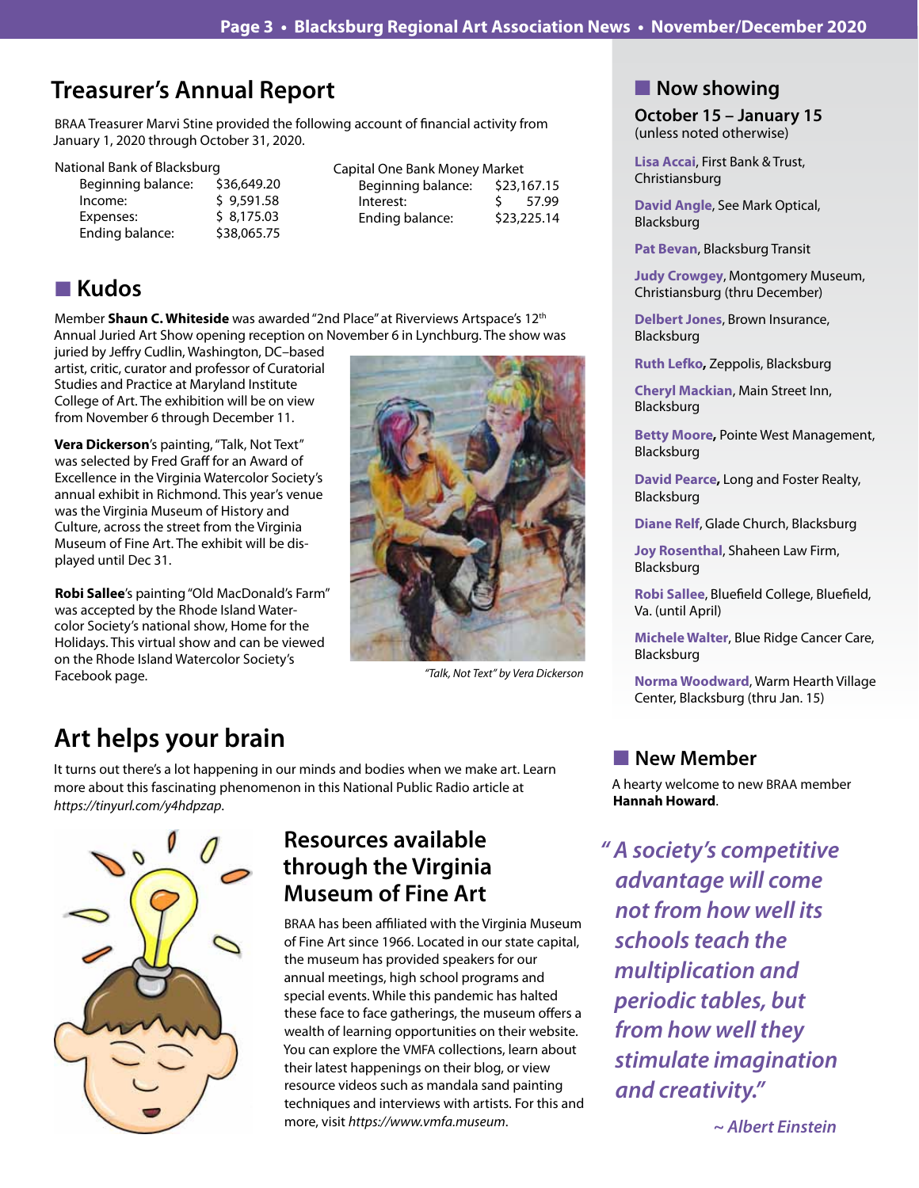## Treasurer's Annual Report

BRAA Treasurer Marvi Stine provided the following account of financial activity from January 1, 2020 through October 31, 2020.

| National Bank of Blacksburg | |
|---|---|
| Beginning balance: | $36,649.20 |
| Income: | $ 9,591.58 |
| Expenses: | $ 8,175.03 |
| Ending balance: | $38,065.75 |

| Capital One Bank Money Market | |
|---|---|
| Beginning balance: | $23,167.15 |
| Interest: | $ 57.99 |
| Ending balance: | $23,225.14 |

## Kudos

Member **Shaun C. Whiteside** was awarded "2nd Place" at Riverviews Artspace's 12th Annual Juried Art Show opening reception on November 6 in Lynchburg. The show was juried by Jeffry Cudlin, Washington, DC–based artist, critic, curator and professor of Curatorial Studies and Practice at Maryland Institute College of Art. The exhibition will be on view from November 6 through December 11.

**Vera Dickerson**'s painting, "Talk, Not Text" was selected by Fred Graff for an Award of Excellence in the Virginia Watercolor Society's annual exhibit in Richmond. This year's venue was the Virginia Museum of History and Culture, across the street from the Virginia Museum of Fine Art. The exhibit will be displayed until Dec 31.

**Robi Sallee**'s painting "Old MacDonald's Farm" was accepted by the Rhode Island Watercolor Society's national show, Home for the Holidays. This virtual show and can be viewed on the Rhode Island Watercolor Society's Facebook page.

*"Talk, Not Text" by Vera Dickerson*

## Art helps your brain

It turns out there's a lot happening in our minds and bodies when we make art. Learn more about this fascinating phenomenon in this National Public Radio article at *https://tinyurl.com/y4hdpzap*.

## Resources available through the Virginia Museum of Fine Art

BRAA has been affiliated with the Virginia Museum of Fine Art since 1966. Located in our state capital, the museum has provided speakers for our annual meetings, high school programs and special events. While this pandemic has halted these face to face gatherings, the museum offers a wealth of learning opportunities on their website. You can explore the VMFA collections, learn about their latest happenings on their blog, or view resource videos such as mandala sand painting techniques and interviews with artists. For this and more, visit *https://www.vmfa.museum*.

## Now showing

**October 15 – January 15**
(unless noted otherwise)

**Lisa Accai**, First Bank & Trust, Christiansburg

**David Angle**, See Mark Optical, Blacksburg

**Pat Bevan**, Blacksburg Transit

**Judy Crowgey**, Montgomery Museum, Christiansburg (thru December)

**Delbert Jones**, Brown Insurance, Blacksburg

**Ruth Lefko**, Zeppolis, Blacksburg

**Cheryl Mackian**, Main Street Inn, Blacksburg

**Betty Moore**, Pointe West Management, Blacksburg

**David Pearce**, Long and Foster Realty, Blacksburg

**Diane Relf**, Glade Church, Blacksburg

**Joy Rosenthal**, Shaheen Law Firm, Blacksburg

**Robi Sallee**, Bluefield College, Bluefield, Va. (until April)

**Michele Walter**, Blue Ridge Cancer Care, Blacksburg

**Norma Woodward**, Warm Hearth Village Center, Blacksburg (thru Jan. 15)

## New Member

A hearty welcome to new BRAA member **Hannah Howard**.

> ***"A society's competitive advantage will come not from how well its schools teach the multiplication and periodic tables, but from how well they stimulate imagination and creativity."***
>
> ***~ Albert Einstein***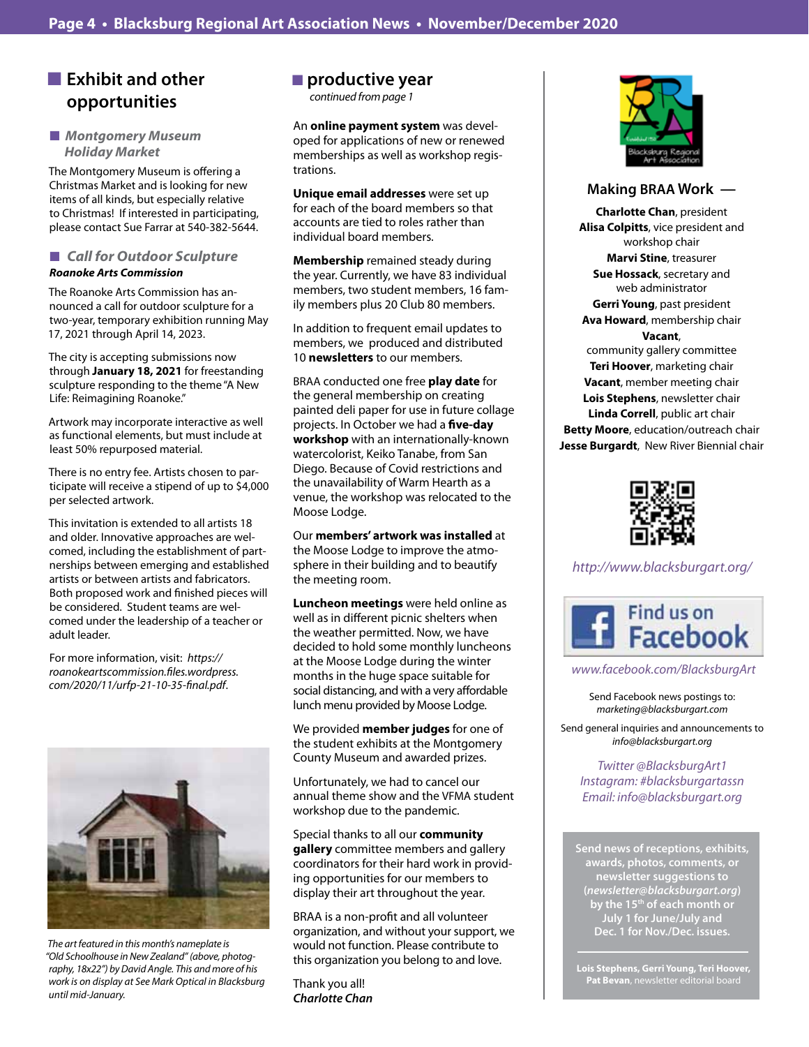## Exhibit and other opportunities

### *Montgomery Museum Holiday Market*

The Montgomery Museum is offering a Christmas Market and is looking for new items of all kinds, but especially relative to Christmas! If interested in participating, please contact Sue Farrar at 540-382-5644.

### *Call for Outdoor Sculpture*

***Roanoke Arts Commission***

The Roanoke Arts Commission has announced a call for outdoor sculpture for a two-year, temporary exhibition running May 17, 2021 through April 14, 2023.

The city is accepting submissions now through **January 18, 2021** for freestanding sculpture responding to the theme "A New Life: Reimagining Roanoke."

Artwork may incorporate interactive as well as functional elements, but must include at least 50% repurposed material.

There is no entry fee. Artists chosen to participate will receive a stipend of up to $4,000 per selected artwork.

This invitation is extended to all artists 18 and older. Innovative approaches are welcomed, including the establishment of partnerships between emerging and established artists or between artists and fabricators. Both proposed work and finished pieces will be considered. Student teams are welcomed under the leadership of a teacher or adult leader.

For more information, visit: *https://roanokeartscommission.files.wordpress.com/2020/11/urfp-21-10-35-final.pdf*.

*The art featured in this month's nameplate is "Old Schoolhouse in New Zealand" (above, photography, 18x22") by David Angle. This and more of his work is on display at See Mark Optical in Blacksburg until mid-January.*

## productive year

*continued from page 1*

An **online payment system** was developed for applications of new or renewed memberships as well as workshop registrations.

**Unique email addresses** were set up for each of the board members so that accounts are tied to roles rather than individual board members.

**Membership** remained steady during the year. Currently, we have 83 individual members, two student members, 16 family members plus 20 Club 80 members.

In addition to frequent email updates to members, we produced and distributed 10 **newsletters** to our members.

BRAA conducted one free **play date** for the general membership on creating painted deli paper for use in future collage projects. In October we had a **five-day workshop** with an internationally-known watercolorist, Keiko Tanabe, from San Diego. Because of Covid restrictions and the unavailability of Warm Hearth as a venue, the workshop was relocated to the Moose Lodge.

Our **members' artwork was installed** at the Moose Lodge to improve the atmosphere in their building and to beautify the meeting room.

**Luncheon meetings** were held online as well as in different picnic shelters when the weather permitted. Now, we have decided to hold some monthly luncheons at the Moose Lodge during the winter months in the huge space suitable for social distancing, and with a very affordable lunch menu provided by Moose Lodge.

We provided **member judges** for one of the student exhibits at the Montgomery County Museum and awarded prizes.

Unfortunately, we had to cancel our annual theme show and the VFMA student workshop due to the pandemic.

Special thanks to all our **community gallery** committee members and gallery coordinators for their hard work in providing opportunities for our members to display their art throughout the year.

BRAA is a non-profit and all volunteer organization, and without your support, we would not function. Please contribute to this organization you belong to and love.

Thank you all!
***Charlotte Chan***

## Making BRAA Work —

**Charlotte Chan**, president
**Alisa Colpitts**, vice president and workshop chair
**Marvi Stine**, treasurer
**Sue Hossack**, secretary and web administrator
**Gerri Young**, past president
**Ava Howard**, membership chair
**Vacant**, community gallery committee
**Teri Hoover**, marketing chair
**Vacant**, member meeting chair
**Lois Stephens**, newsletter chair
**Linda Correll**, public art chair
**Betty Moore**, education/outreach chair
**Jesse Burgardt**, New River Biennial chair

*http://www.blacksburgart.org/*

Find us on Facebook

*www.facebook.com/BlacksburgArt*

Send Facebook news postings to: *marketing@blacksburgart.com*

Send general inquiries and announcements to *info@blacksburgart.org*

*Twitter @BlacksburgArt1*
*Instagram: #blacksburgartassn*
*Email: info@blacksburgart.org*

**Send news of receptions, exhibits, awards, photos, comments, or newsletter suggestions to (*newsletter@blacksburgart.org*) by the 15th of each month or July 1 for June/July and Dec. 1 for Nov./Dec. issues.**

**Lois Stephens, Gerri Young, Teri Hoover, Pat Bevan**, newsletter editorial board